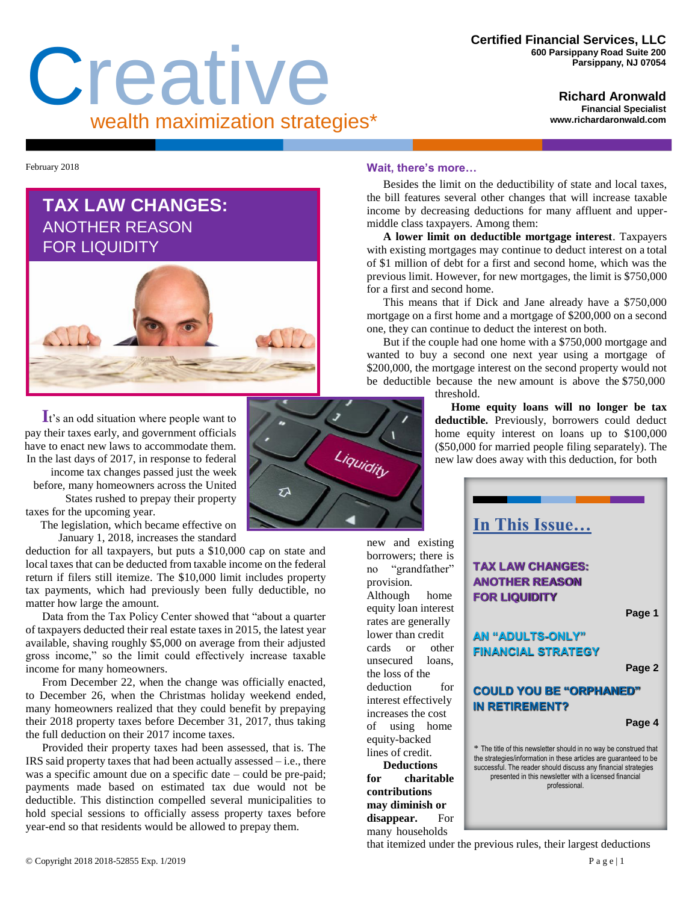# Creative

wealth maximization strategies*

**Certified Financial Services, LLC**
**600 Parsippany Road Suite 200**
**Parsippany, NJ 07054**

**Richard Aronwald**
**Financial Specialist**
**www.richardaronwald.com**

February 2018

## TAX LAW CHANGES: ANOTHER REASON FOR LIQUIDITY

It's an odd situation where people want to pay their taxes early, and government officials have to enact new laws to accommodate them. In the last days of 2017, in response to federal income tax changes passed just the week before, many homeowners across the United States rushed to prepay their property taxes for the upcoming year.

The legislation, which became effective on January 1, 2018, increases the standard deduction for all taxpayers, but puts a $10,000 cap on state and local taxes that can be deducted from taxable income on the federal return if filers still itemize. The $10,000 limit includes property tax payments, which had previously been fully deductible, no matter how large the amount.

Data from the Tax Policy Center showed that "about a quarter of taxpayers deducted their real estate taxes in 2015, the latest year available, shaving roughly $5,000 on average from their adjusted gross income," so the limit could effectively increase taxable income for many homeowners.

From December 22, when the change was officially enacted, to December 26, when the Christmas holiday weekend ended, many homeowners realized that they could benefit by prepaying their 2018 property taxes before December 31, 2017, thus taking the full deduction on their 2017 income taxes.

Provided their property taxes had been assessed, that is. The IRS said property taxes that had been actually assessed – i.e., there was a specific amount due on a specific date – could be pre-paid; payments made based on estimated tax due would not be deductible. This distinction compelled several municipalities to hold special sessions to officially assess property taxes before year-end so that residents would be allowed to prepay them.

### Wait, there's more…

Besides the limit on the deductibility of state and local taxes, the bill features several other changes that will increase taxable income by decreasing deductions for many affluent and upper-middle class taxpayers. Among them:

**A lower limit on deductible mortgage interest**. Taxpayers with existing mortgages may continue to deduct interest on a total of $1 million of debt for a first and second home, which was the previous limit. However, for new mortgages, the limit is $750,000 for a first and second home.

This means that if Dick and Jane already have a $750,000 mortgage on a first home and a mortgage of $200,000 on a second one, they can continue to deduct the interest on both.

But if the couple had one home with a $750,000 mortgage and wanted to buy a second one next year using a mortgage of $200,000, the mortgage interest on the second property would not be deductible because the new amount is above the $750,000 threshold.

**Home equity loans will no longer be tax deductible.** Previously, borrowers could deduct home equity interest on loans up to $100,000 ($50,000 for married people filing separately). The new law does away with this deduction, for both new and existing borrowers; there is no "grandfather" provision. Although home equity loan interest rates are generally lower than credit cards or other unsecured loans, the loss of the deduction for interest effectively increases the cost of using home equity-backed lines of credit.

**Deductions for charitable contributions may diminish or disappear.** For many households that itemized under the previous rules, their largest deductions

---

**In This Issue…**

TAX LAW CHANGES: ANOTHER REASON FOR LIQUIDITY — Page 1

AN "ADULTS-ONLY" FINANCIAL STRATEGY — Page 2

COULD YOU BE "ORPHANED" IN RETIREMENT? — Page 4

* The title of this newsletter should in no way be construed that the strategies/information in these articles are guaranteed to be successful. The reader should discuss any financial strategies presented in this newsletter with a licensed financial professional.

---

© Copyright 2018 2018-52855 Exp. 1/2019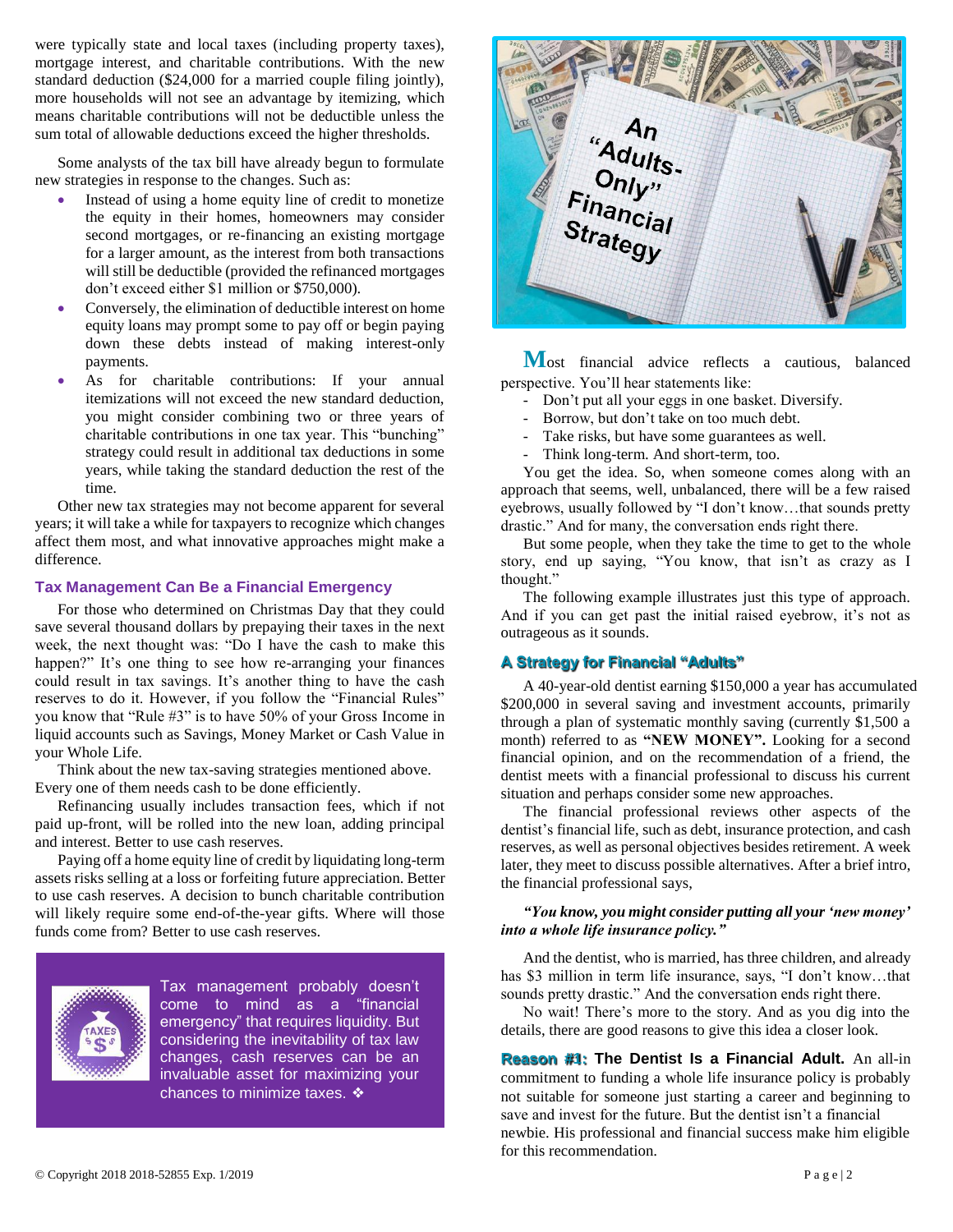were typically state and local taxes (including property taxes), mortgage interest, and charitable contributions. With the new standard deduction ($24,000 for a married couple filing jointly), more households will not see an advantage by itemizing, which means charitable contributions will not be deductible unless the sum total of allowable deductions exceed the higher thresholds.

Some analysts of the tax bill have already begun to formulate new strategies in response to the changes. Such as:

- Instead of using a home equity line of credit to monetize the equity in their homes, homeowners may consider second mortgages, or re-financing an existing mortgage for a larger amount, as the interest from both transactions will still be deductible (provided the refinanced mortgages don't exceed either $1 million or $750,000).
- Conversely, the elimination of deductible interest on home equity loans may prompt some to pay off or begin paying down these debts instead of making interest-only payments.
- As for charitable contributions: If your annual itemizations will not exceed the new standard deduction, you might consider combining two or three years of charitable contributions in one tax year. This "bunching" strategy could result in additional tax deductions in some years, while taking the standard deduction the rest of the time.

Other new tax strategies may not become apparent for several years; it will take a while for taxpayers to recognize which changes affect them most, and what innovative approaches might make a difference.

### Tax Management Can Be a Financial Emergency

For those who determined on Christmas Day that they could save several thousand dollars by prepaying their taxes in the next week, the next thought was: "Do I have the cash to make this happen?" It's one thing to see how re-arranging your finances could result in tax savings. It's another thing to have the cash reserves to do it. However, if you follow the "Financial Rules" you know that "Rule #3" is to have 50% of your Gross Income in liquid accounts such as Savings, Money Market or Cash Value in your Whole Life.

Think about the new tax-saving strategies mentioned above. Every one of them needs cash to be done efficiently.

Refinancing usually includes transaction fees, which if not paid up-front, will be rolled into the new loan, adding principal and interest. Better to use cash reserves.

Paying off a home equity line of credit by liquidating long-term assets risks selling at a loss or forfeiting future appreciation. Better to use cash reserves. A decision to bunch charitable contribution will likely require some end-of-the-year gifts. Where will those funds come from? Better to use cash reserves.

Tax management probably doesn't come to mind as a "financial emergency" that requires liquidity. But considering the inevitability of tax law changes, cash reserves can be an invaluable asset for maximizing your chances to minimize taxes. ❖

## An "Adults-Only" Financial Strategy

**M**ost financial advice reflects a cautious, balanced perspective. You'll hear statements like:

- Don't put all your eggs in one basket. Diversify.
- Borrow, but don't take on too much debt.
- Take risks, but have some guarantees as well.
- Think long-term. And short-term, too.

You get the idea. So, when someone comes along with an approach that seems, well, unbalanced, there will be a few raised eyebrows, usually followed by "I don't know…that sounds pretty drastic." And for many, the conversation ends right there.

But some people, when they take the time to get to the whole story, end up saying, "You know, that isn't as crazy as I thought."

The following example illustrates just this type of approach. And if you can get past the initial raised eyebrow, it's not as outrageous as it sounds.

### A Strategy for Financial "Adults"

A 40-year-old dentist earning $150,000 a year has accumulated $200,000 in several saving and investment accounts, primarily through a plan of systematic monthly saving (currently $1,500 a month) referred to as **"NEW MONEY".** Looking for a second financial opinion, and on the recommendation of a friend, the dentist meets with a financial professional to discuss his current situation and perhaps consider some new approaches.

The financial professional reviews other aspects of the dentist's financial life, such as debt, insurance protection, and cash reserves, as well as personal objectives besides retirement. A week later, they meet to discuss possible alternatives. After a brief intro, the financial professional says,

***"You know, you might consider putting all your 'new money' into a whole life insurance policy."***

And the dentist, who is married, has three children, and already has $3 million in term life insurance, says, "I don't know…that sounds pretty drastic." And the conversation ends right there.

No wait! There's more to the story. And as you dig into the details, there are good reasons to give this idea a closer look.

**Reason #1: The Dentist Is a Financial Adult.** An all-in commitment to funding a whole life insurance policy is probably not suitable for someone just starting a career and beginning to save and invest for the future. But the dentist isn't a financial newbie. His professional and financial success make him eligible for this recommendation.

© Copyright 2018 2018-52855 Exp. 1/2019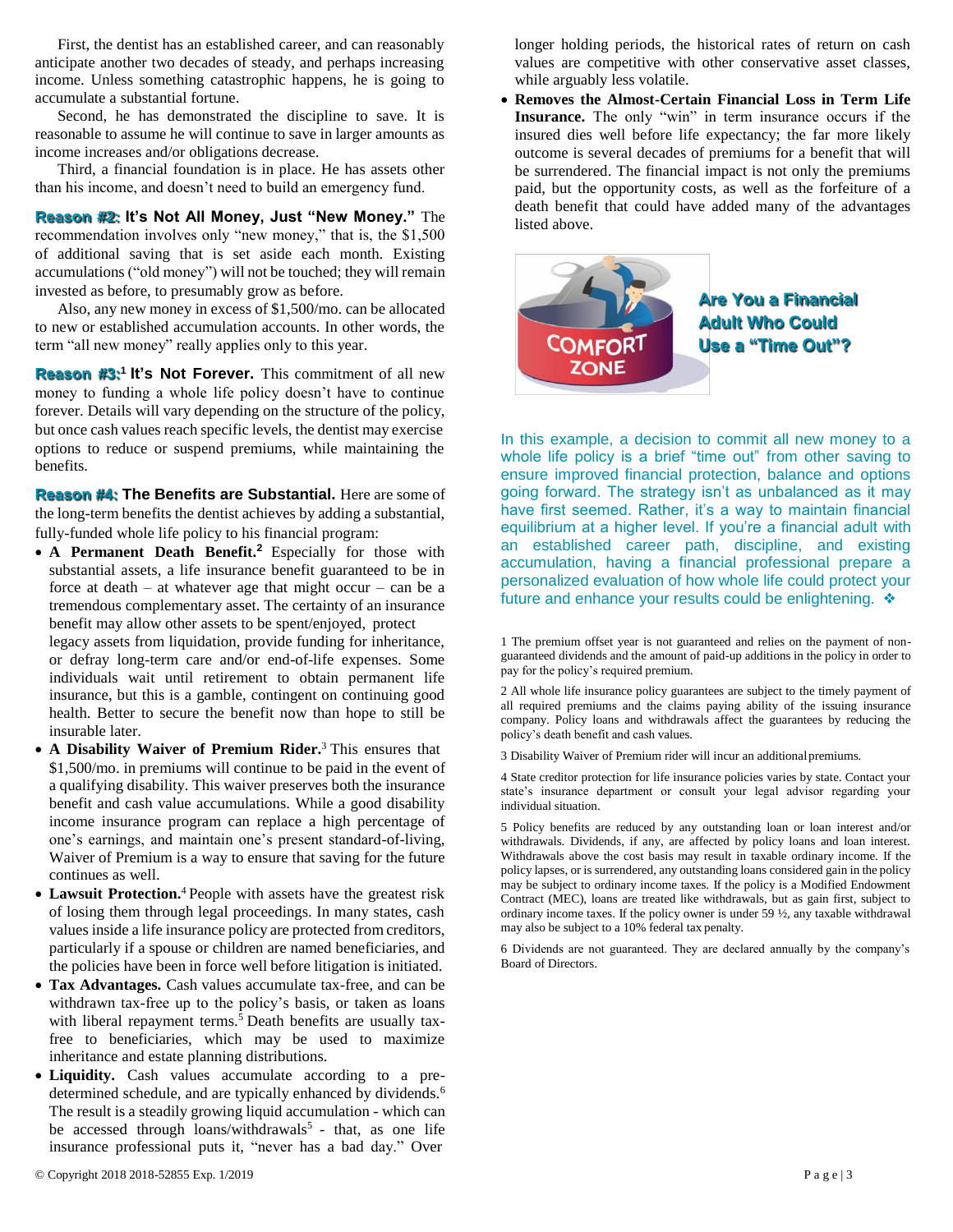First, the dentist has an established career, and can reasonably anticipate another two decades of steady, and perhaps increasing income. Unless something catastrophic happens, he is going to accumulate a substantial fortune.

Second, he has demonstrated the discipline to save. It is reasonable to assume he will continue to save in larger amounts as income increases and/or obligations decrease.

Third, a financial foundation is in place. He has assets other than his income, and doesn't need to build an emergency fund.

**Reason #2: It's Not All Money, Just "New Money."** The recommendation involves only "new money," that is, the $1,500 of additional saving that is set aside each month. Existing accumulations ("old money") will not be touched; they will remain invested as before, to presumably grow as before.

Also, any new money in excess of $1,500/mo. can be allocated to new or established accumulation accounts. In other words, the term "all new money" really applies only to this year.

**Reason #3:[1] It's Not Forever.** This commitment of all new money to funding a whole life policy doesn't have to continue forever. Details will vary depending on the structure of the policy, but once cash values reach specific levels, the dentist may exercise options to reduce or suspend premiums, while maintaining the benefits.

**Reason #4: The Benefits are Substantial.** Here are some of the long-term benefits the dentist achieves by adding a substantial, fully-funded whole life policy to his financial program:

- **A Permanent Death Benefit.[2]** Especially for those with substantial assets, a life insurance benefit guaranteed to be in force at death – at whatever age that might occur – can be a tremendous complementary asset. The certainty of an insurance benefit may allow other assets to be spent/enjoyed, protect legacy assets from liquidation, provide funding for inheritance, or defray long-term care and/or end-of-life expenses. Some individuals wait until retirement to obtain permanent life insurance, but this is a gamble, contingent on continuing good health. Better to secure the benefit now than hope to still be insurable later.
- **A Disability Waiver of Premium Rider.**[3] This ensures that $1,500/mo. in premiums will continue to be paid in the event of a qualifying disability. This waiver preserves both the insurance benefit and cash value accumulations. While a good disability income insurance program can replace a high percentage of one's earnings, and maintain one's present standard-of-living, Waiver of Premium is a way to ensure that saving for the future continues as well.
- **Lawsuit Protection.**[4] People with assets have the greatest risk of losing them through legal proceedings. In many states, cash values inside a life insurance policy are protected from creditors, particularly if a spouse or children are named beneficiaries, and the policies have been in force well before litigation is initiated.
- **Tax Advantages.** Cash values accumulate tax-free, and can be withdrawn tax-free up to the policy's basis, or taken as loans with liberal repayment terms.[5] Death benefits are usually tax-free to beneficiaries, which may be used to maximize inheritance and estate planning distributions.
- **Liquidity.** Cash values accumulate according to a pre-determined schedule, and are typically enhanced by dividends.[6] The result is a steadily growing liquid accumulation - which can be accessed through loans/withdrawals[5] - that, as one life insurance professional puts it, "never has a bad day." Over longer holding periods, the historical rates of return on cash values are competitive with other conservative asset classes, while arguably less volatile.
- **Removes the Almost-Certain Financial Loss in Term Life Insurance.** The only "win" in term insurance occurs if the insured dies well before life expectancy; the far more likely outcome is several decades of premiums for a benefit that will be surrendered. The financial impact is not only the premiums paid, but the opportunity costs, as well as the forfeiture of a death benefit that could have added many of the advantages listed above.

## Are You a Financial Adult Who Could Use a "Time Out"?

In this example, a decision to commit all new money to a whole life policy is a brief "time out" from other saving to ensure improved financial protection, balance and options going forward. The strategy isn't as unbalanced as it may have first seemed. Rather, it's a way to maintain financial equilibrium at a higher level. If you're a financial adult with an established career path, discipline, and existing accumulation, having a financial professional prepare a personalized evaluation of how whole life could protect your future and enhance your results could be enlightening. ❖

1 The premium offset year is not guaranteed and relies on the payment of non-guaranteed dividends and the amount of paid-up additions in the policy in order to pay for the policy's required premium.

2 All whole life insurance policy guarantees are subject to the timely payment of all required premiums and the claims paying ability of the issuing insurance company. Policy loans and withdrawals affect the guarantees by reducing the policy's death benefit and cash values.

3 Disability Waiver of Premium rider will incur an additional premiums.

4 State creditor protection for life insurance policies varies by state. Contact your state's insurance department or consult your legal advisor regarding your individual situation.

5 Policy benefits are reduced by any outstanding loan or loan interest and/or withdrawals. Dividends, if any, are affected by policy loans and loan interest. Withdrawals above the cost basis may result in taxable ordinary income. If the policy lapses, or is surrendered, any outstanding loans considered gain in the policy may be subject to ordinary income taxes. If the policy is a Modified Endowment Contract (MEC), loans are treated like withdrawals, but as gain first, subject to ordinary income taxes. If the policy owner is under 59 ½, any taxable withdrawal may also be subject to a 10% federal tax penalty.

6 Dividends are not guaranteed. They are declared annually by the company's Board of Directors.

© Copyright 2018 2018-52855 Exp. 1/2019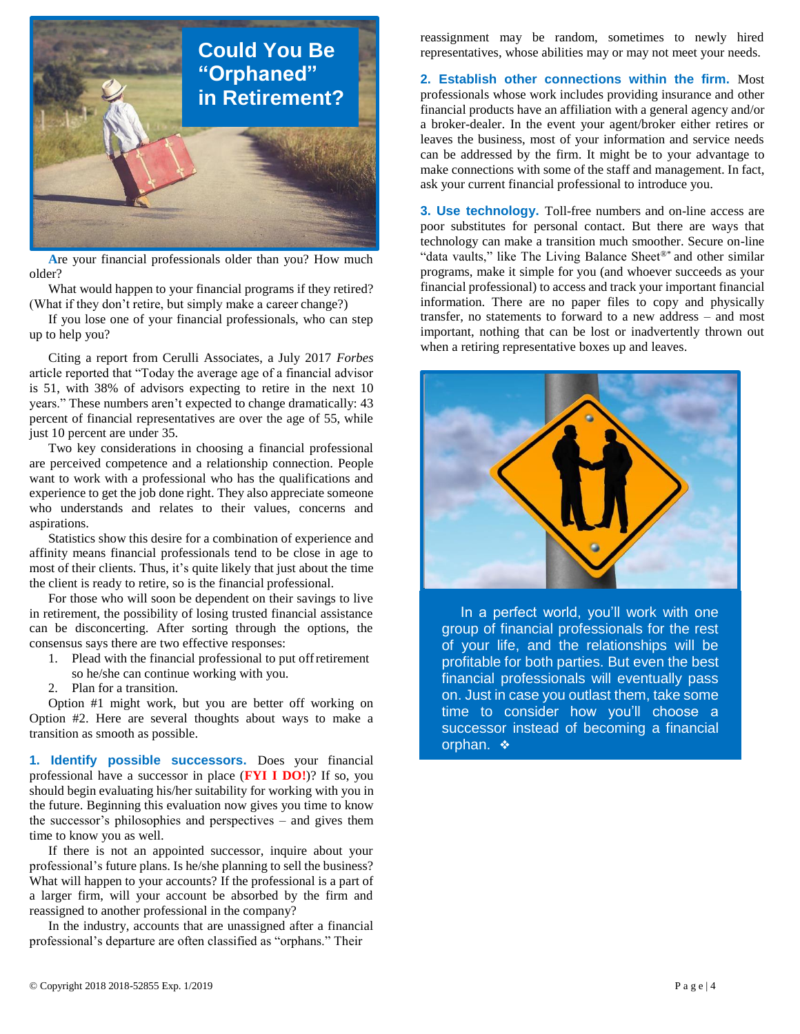# Could You Be "Orphaned" in Retirement?

Are your financial professionals older than you? How much older?

What would happen to your financial programs if they retired? (What if they don't retire, but simply make a career change?)

If you lose one of your financial professionals, who can step up to help you?

Citing a report from Cerulli Associates, a July 2017 *Forbes* article reported that "Today the average age of a financial advisor is 51, with 38% of advisors expecting to retire in the next 10 years." These numbers aren't expected to change dramatically: 43 percent of financial representatives are over the age of 55, while just 10 percent are under 35.

Two key considerations in choosing a financial professional are perceived competence and a relationship connection. People want to work with a professional who has the qualifications and experience to get the job done right. They also appreciate someone who understands and relates to their values, concerns and aspirations.

Statistics show this desire for a combination of experience and affinity means financial professionals tend to be close in age to most of their clients. Thus, it's quite likely that just about the time the client is ready to retire, so is the financial professional.

For those who will soon be dependent on their savings to live in retirement, the possibility of losing trusted financial assistance can be disconcerting. After sorting through the options, the consensus says there are two effective responses:

1. Plead with the financial professional to put off retirement so he/she can continue working with you.
2. Plan for a transition.

Option #1 might work, but you are better off working on Option #2. Here are several thoughts about ways to make a transition as smooth as possible.

**1. Identify possible successors.** Does your financial professional have a successor in place (**FYI I DO!**)? If so, you should begin evaluating his/her suitability for working with you in the future. Beginning this evaluation now gives you time to know the successor's philosophies and perspectives – and gives them time to know you as well.

If there is not an appointed successor, inquire about your professional's future plans. Is he/she planning to sell the business? What will happen to your accounts? If the professional is a part of a larger firm, will your account be absorbed by the firm and reassigned to another professional in the company?

In the industry, accounts that are unassigned after a financial professional's departure are often classified as "orphans." Their reassignment may be random, sometimes to newly hired representatives, whose abilities may or may not meet your needs.

**2. Establish other connections within the firm.** Most professionals whose work includes providing insurance and other financial products have an affiliation with a general agency and/or a broker-dealer. In the event your agent/broker either retires or leaves the business, most of your information and service needs can be addressed by the firm. It might be to your advantage to make connections with some of the staff and management. In fact, ask your current financial professional to introduce you.

**3. Use technology.** Toll-free numbers and on-line access are poor substitutes for personal contact. But there are ways that technology can make a transition much smoother. Secure on-line "data vaults," like The Living Balance Sheet®* and other similar programs, make it simple for you (and whoever succeeds as your financial professional) to access and track your important financial information. There are no paper files to copy and physically transfer, no statements to forward to a new address – and most important, nothing that can be lost or inadvertently thrown out when a retiring representative boxes up and leaves.

In a perfect world, you'll work with one group of financial professionals for the rest of your life, and the relationships will be profitable for both parties. But even the best financial professionals will eventually pass on. Just in case you outlast them, take some time to consider how you'll choose a successor instead of becoming a financial orphan. ❖

© Copyright 2018 2018-52855 Exp. 1/2019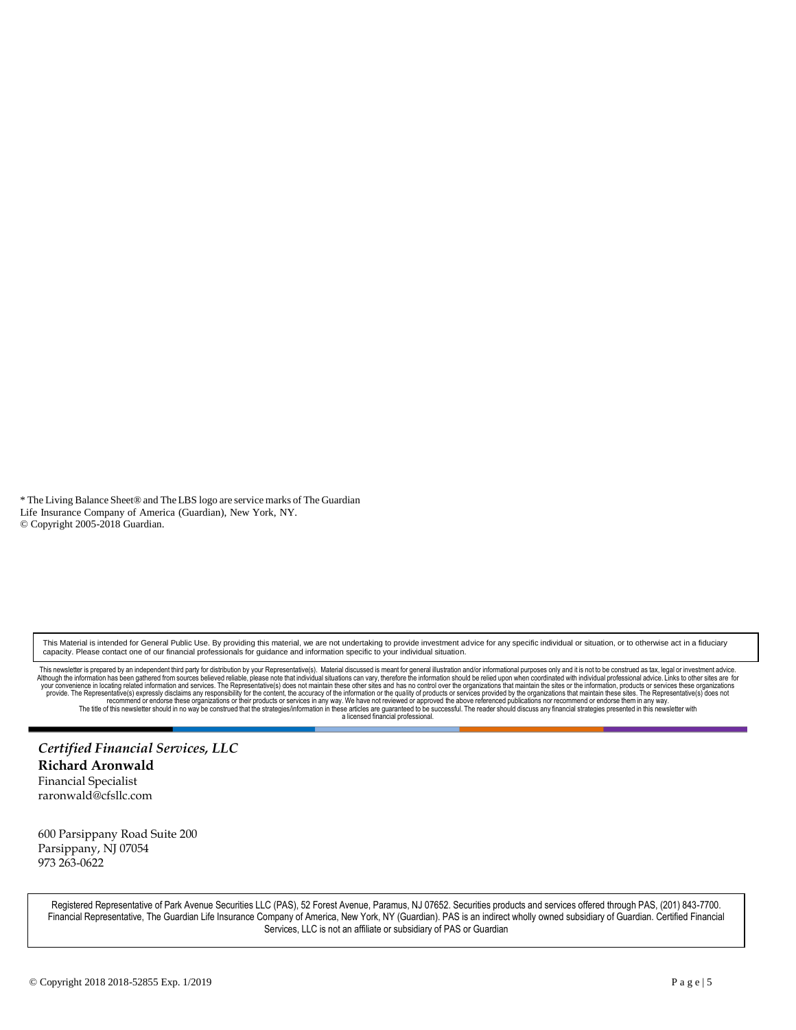* The Living Balance Sheet® and The LBS logo are service marks of The Guardian Life Insurance Company of America (Guardian), New York, NY.
© Copyright 2005-2018 Guardian.

This Material is intended for General Public Use. By providing this material, we are not undertaking to provide investment advice for any specific individual or situation, or to otherwise act in a fiduciary capacity. Please contact one of our financial professionals for guidance and information specific to your individual situation.

This newsletter is prepared by an independent third party for distribution by your Representative(s). Material discussed is meant for general illustration and/or informational purposes only and it is not to be construed as tax, legal or investment advice. Although the information has been gathered from sources believed reliable, please note that individual situations can vary, therefore the information should be relied upon when coordinated with individual professional advice. Links to other sites are for your convenience in locating related information and services. The Representative(s) does not maintain these other sites and has no control over the organizations that maintain the sites or the information, products or services these organizations provide. The Representative(s) expressly disclaims any responsibility for the content, the accuracy of the information or the quality of products or services provided by the organizations that maintain these sites. The Representative(s) does not recommend or endorse these organizations or their products or services in any way. We have not reviewed or approved the above referenced publications nor recommend or endorse them in any way. The title of this newsletter should in no way be construed that the strategies/information in these articles are guaranteed to be successful. The reader should discuss any financial strategies presented in this newsletter with a licensed financial professional.

***Certified Financial Services, LLC***
**Richard Aronwald**
Financial Specialist
raronwald@cfsllc.com

600 Parsippany Road Suite 200
Parsippany, NJ 07054
973 263-0622

Registered Representative of Park Avenue Securities LLC (PAS), 52 Forest Avenue, Paramus, NJ 07652. Securities products and services offered through PAS, (201) 843-7700. Financial Representative, The Guardian Life Insurance Company of America, New York, NY (Guardian). PAS is an indirect wholly owned subsidiary of Guardian. Certified Financial Services, LLC is not an affiliate or subsidiary of PAS or Guardian

© Copyright 2018 2018-52855 Exp. 1/2019